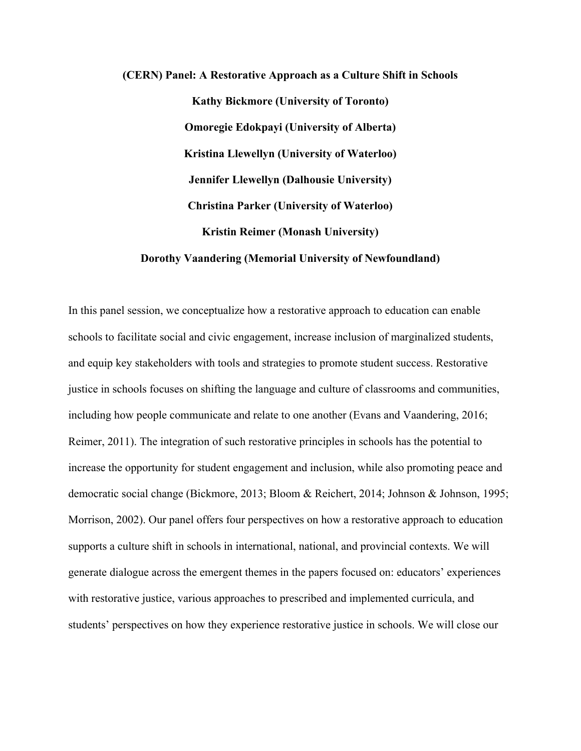# (CERN) Panel: A Restorative Approach as a Culture Shift in Schools

**Kathy Bickmore (University of Toronto)**

**Omoregie Edokpayi (University of Alberta)**

**Kristina Llewellyn (University of Waterloo)**

**Jennifer Llewellyn (Dalhousie University)**

**Christina Parker (University of Waterloo)**

**Kristin Reimer (Monash University)**

**Dorothy Vaandering (Memorial University of Newfoundland)**

In this panel session, we conceptualize how a restorative approach to education can enable schools to facilitate social and civic engagement, increase inclusion of marginalized students, and equip key stakeholders with tools and strategies to promote student success. Restorative justice in schools focuses on shifting the language and culture of classrooms and communities, including how people communicate and relate to one another (Evans and Vaandering, 2016; Reimer, 2011). The integration of such restorative principles in schools has the potential to increase the opportunity for student engagement and inclusion, while also promoting peace and democratic social change (Bickmore, 2013; Bloom & Reichert, 2014; Johnson & Johnson, 1995; Morrison, 2002). Our panel offers four perspectives on how a restorative approach to education supports a culture shift in schools in international, national, and provincial contexts. We will generate dialogue across the emergent themes in the papers focused on: educators' experiences with restorative justice, various approaches to prescribed and implemented curricula, and students' perspectives on how they experience restorative justice in schools. We will close our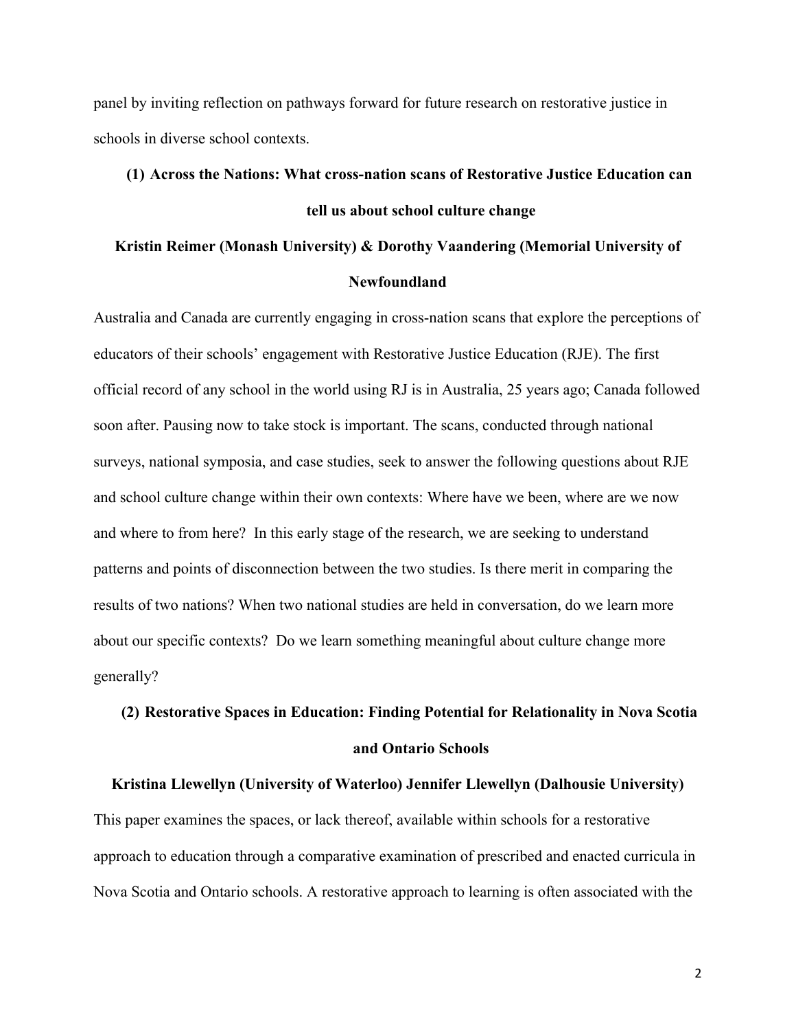panel by inviting reflection on pathways forward for future research on restorative justice in schools in diverse school contexts.

## (1) Across the Nations: What cross-nation scans of Restorative Justice Education can tell us about school culture change

**Kristin Reimer (Monash University) & Dorothy Vaandering (Memorial University of Newfoundland**

Australia and Canada are currently engaging in cross-nation scans that explore the perceptions of educators of their schools' engagement with Restorative Justice Education (RJE). The first official record of any school in the world using RJ is in Australia, 25 years ago; Canada followed soon after. Pausing now to take stock is important. The scans, conducted through national surveys, national symposia, and case studies, seek to answer the following questions about RJE and school culture change within their own contexts: Where have we been, where are we now and where to from here? In this early stage of the research, we are seeking to understand patterns and points of disconnection between the two studies. Is there merit in comparing the results of two nations? When two national studies are held in conversation, do we learn more about our specific contexts? Do we learn something meaningful about culture change more generally?

## (2) Restorative Spaces in Education: Finding Potential for Relationality in Nova Scotia and Ontario Schools

**Kristina Llewellyn (University of Waterloo) Jennifer Llewellyn (Dalhousie University)**

This paper examines the spaces, or lack thereof, available within schools for a restorative approach to education through a comparative examination of prescribed and enacted curricula in Nova Scotia and Ontario schools. A restorative approach to learning is often associated with the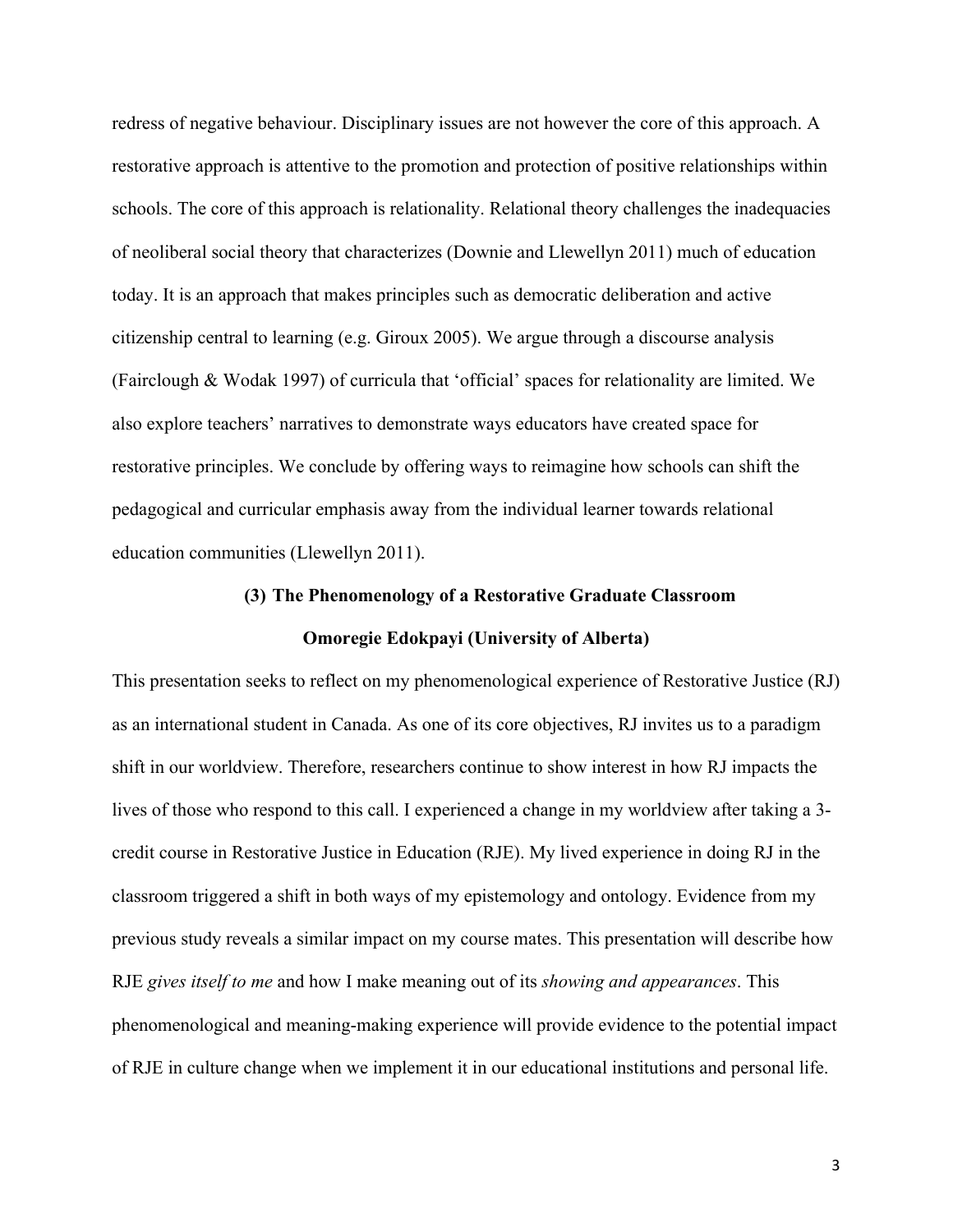redress of negative behaviour. Disciplinary issues are not however the core of this approach. A restorative approach is attentive to the promotion and protection of positive relationships within schools. The core of this approach is relationality. Relational theory challenges the inadequacies of neoliberal social theory that characterizes (Downie and Llewellyn 2011) much of education today. It is an approach that makes principles such as democratic deliberation and active citizenship central to learning (e.g. Giroux 2005). We argue through a discourse analysis (Fairclough & Wodak 1997) of curricula that 'official' spaces for relationality are limited. We also explore teachers' narratives to demonstrate ways educators have created space for restorative principles. We conclude by offering ways to reimagine how schools can shift the pedagogical and curricular emphasis away from the individual learner towards relational education communities (Llewellyn 2011).

### (3) The Phenomenology of a Restorative Graduate Classroom

**Omoregie Edokpayi (University of Alberta)**

This presentation seeks to reflect on my phenomenological experience of Restorative Justice (RJ) as an international student in Canada. As one of its core objectives, RJ invites us to a paradigm shift in our worldview. Therefore, researchers continue to show interest in how RJ impacts the lives of those who respond to this call. I experienced a change in my worldview after taking a 3-credit course in Restorative Justice in Education (RJE). My lived experience in doing RJ in the classroom triggered a shift in both ways of my epistemology and ontology. Evidence from my previous study reveals a similar impact on my course mates. This presentation will describe how RJE *gives itself to me* and how I make meaning out of its *showing and appearances*. This phenomenological and meaning-making experience will provide evidence to the potential impact of RJE in culture change when we implement it in our educational institutions and personal life.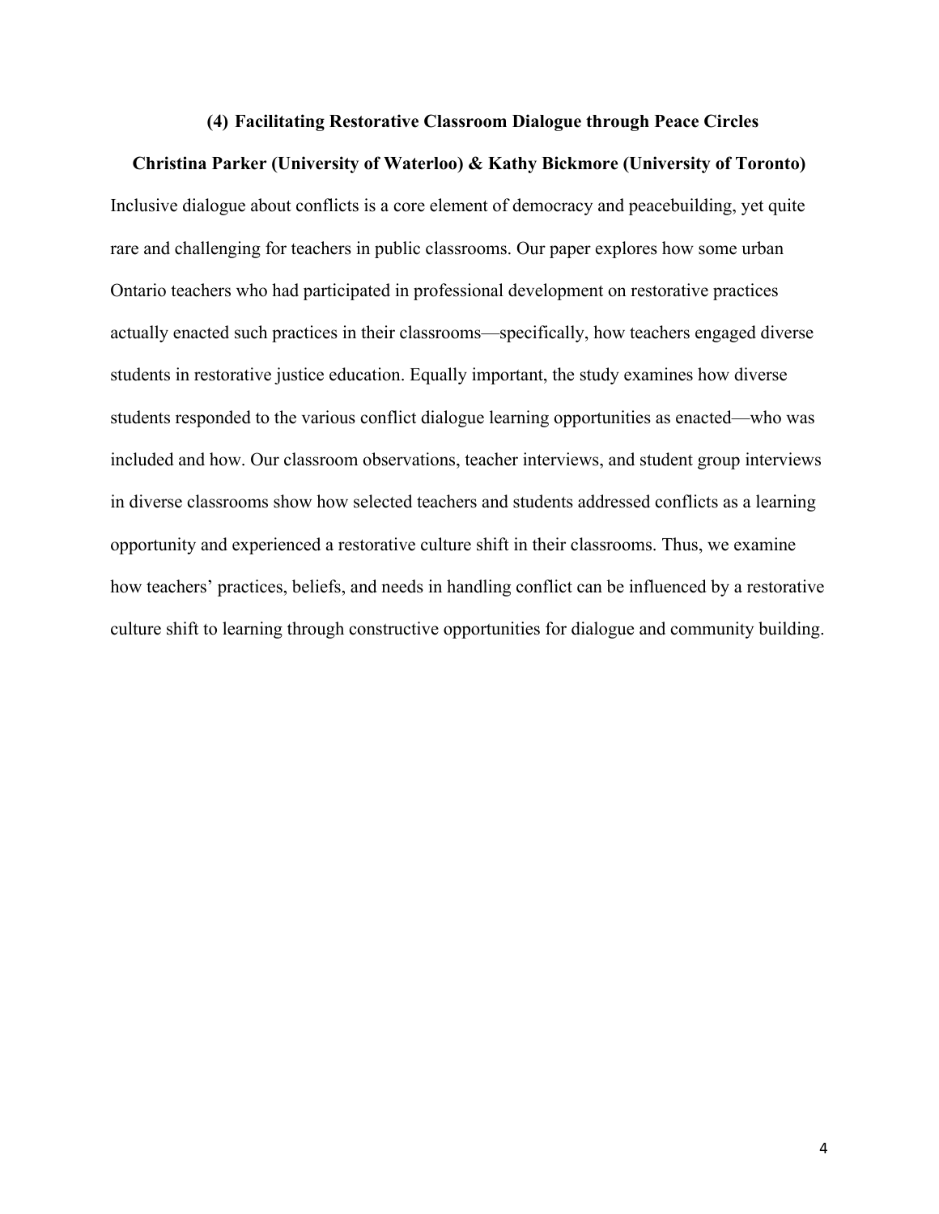### (4) Facilitating Restorative Classroom Dialogue through Peace Circles

**Christina Parker (University of Waterloo) & Kathy Bickmore (University of Toronto)**

Inclusive dialogue about conflicts is a core element of democracy and peacebuilding, yet quite rare and challenging for teachers in public classrooms. Our paper explores how some urban Ontario teachers who had participated in professional development on restorative practices actually enacted such practices in their classrooms—specifically, how teachers engaged diverse students in restorative justice education. Equally important, the study examines how diverse students responded to the various conflict dialogue learning opportunities as enacted—who was included and how. Our classroom observations, teacher interviews, and student group interviews in diverse classrooms show how selected teachers and students addressed conflicts as a learning opportunity and experienced a restorative culture shift in their classrooms. Thus, we examine how teachers' practices, beliefs, and needs in handling conflict can be influenced by a restorative culture shift to learning through constructive opportunities for dialogue and community building.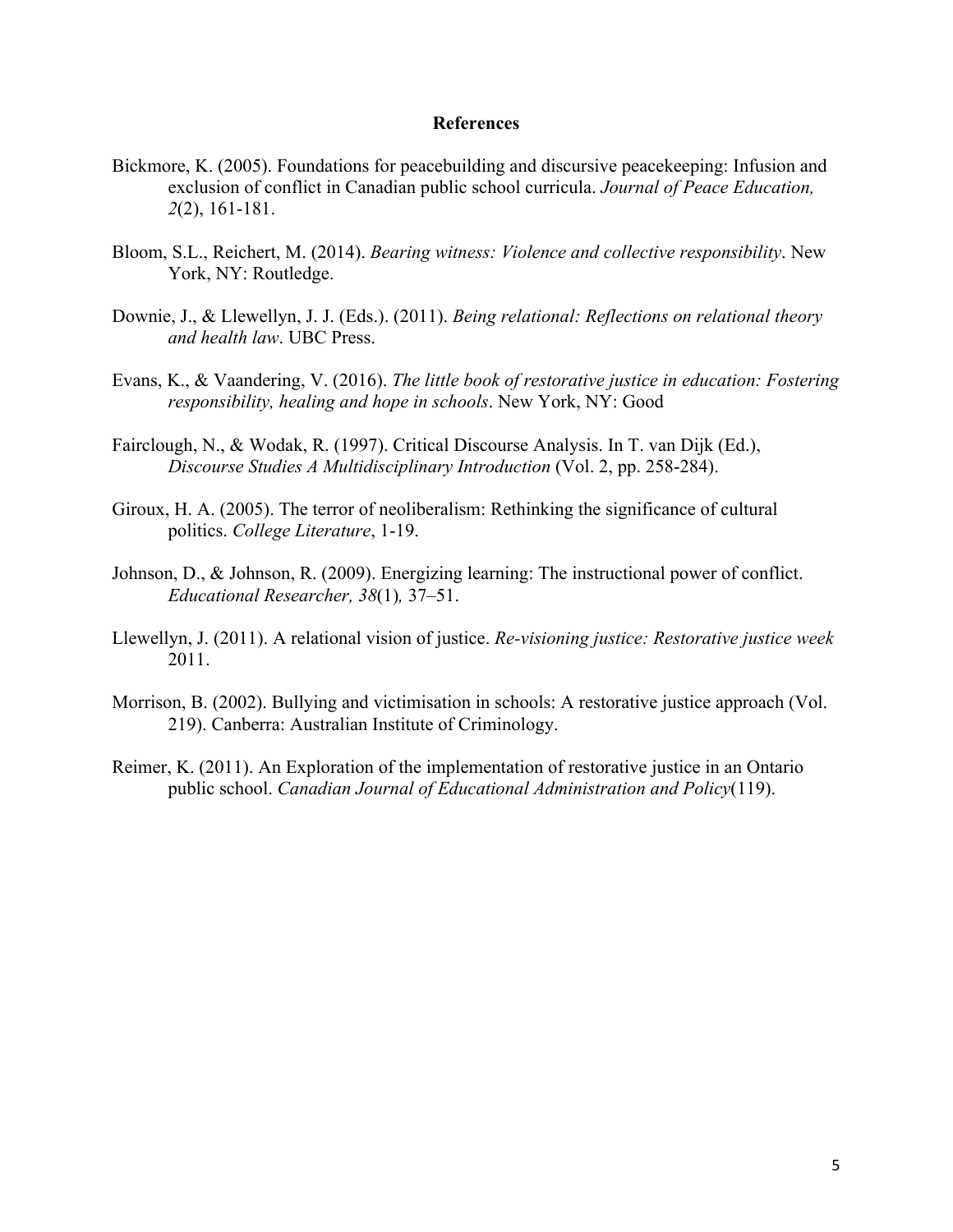# References

Bickmore, K. (2005). Foundations for peacebuilding and discursive peacekeeping: Infusion and exclusion of conflict in Canadian public school curricula. *Journal of Peace Education, 2*(2), 161-181.

Bloom, S.L., Reichert, M. (2014). *Bearing witness: Violence and collective responsibility*. New York, NY: Routledge.

Downie, J., & Llewellyn, J. J. (Eds.). (2011). *Being relational: Reflections on relational theory and health law*. UBC Press.

Evans, K., & Vaandering, V. (2016). *The little book of restorative justice in education: Fostering responsibility, healing and hope in schools*. New York, NY: Good

Fairclough, N., & Wodak, R. (1997). Critical Discourse Analysis. In T. van Dijk (Ed.), *Discourse Studies A Multidisciplinary Introduction* (Vol. 2, pp. 258-284).

Giroux, H. A. (2005). The terror of neoliberalism: Rethinking the significance of cultural politics. *College Literature*, 1-19.

Johnson, D., & Johnson, R. (2009). Energizing learning: The instructional power of conflict. *Educational Researcher, 38*(1)*,* 37–51.

Llewellyn, J. (2011). A relational vision of justice. *Re-visioning justice: Restorative justice week* 2011.

Morrison, B. (2002). Bullying and victimisation in schools: A restorative justice approach (Vol. 219). Canberra: Australian Institute of Criminology.

Reimer, K. (2011). An Exploration of the implementation of restorative justice in an Ontario public school. *Canadian Journal of Educational Administration and Policy*(119).